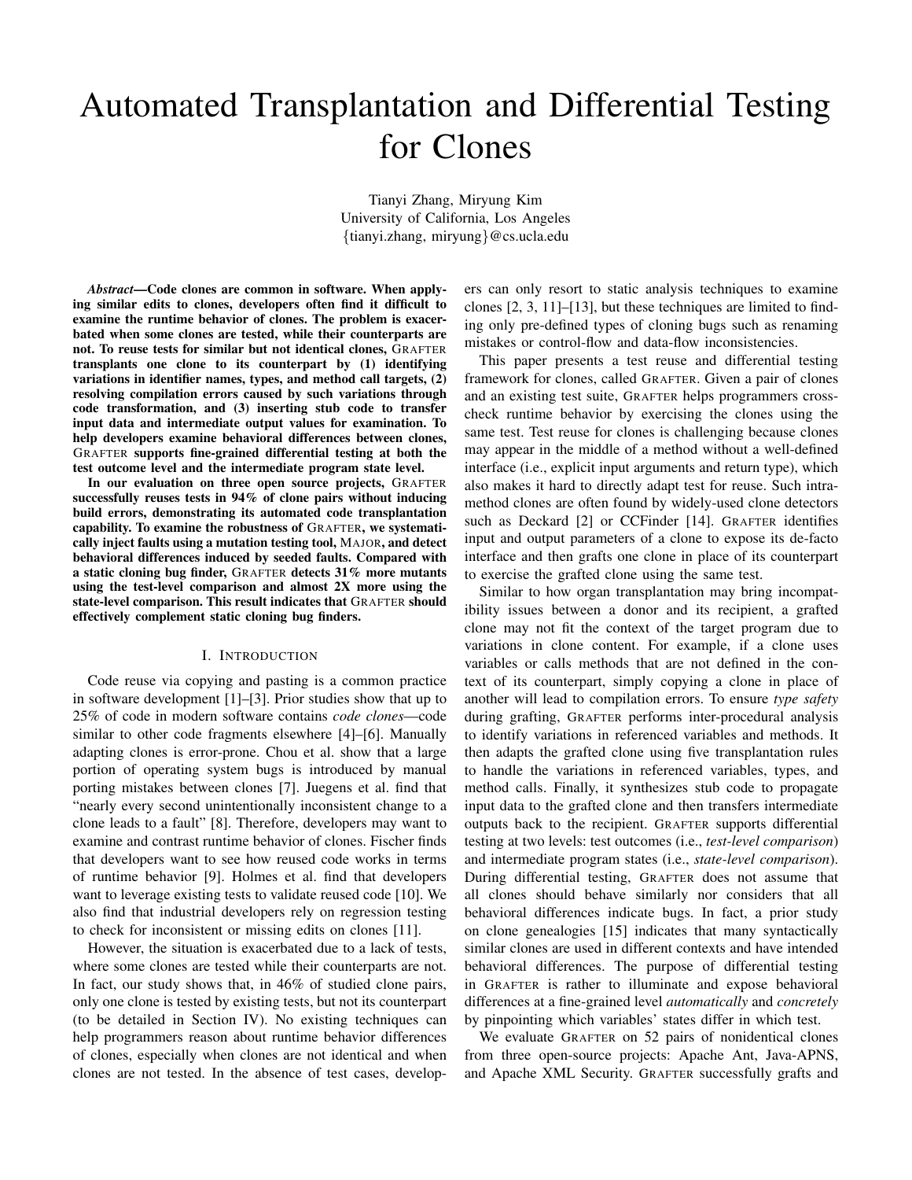# Automated Transplantation and Differential Testing for Clones

Tianyi Zhang, Miryung Kim
University of California, Los Angeles
{tianyi.zhang, miryung}@cs.ucla.edu

***Abstract*—Code clones are common in software. When applying similar edits to clones, developers often find it difficult to examine the runtime behavior of clones. The problem is exacerbated when some clones are tested, while their counterparts are not. To reuse tests for similar but not identical clones, GRAFTER transplants one clone to its counterpart by (1) identifying variations in identifier names, types, and method call targets, (2) resolving compilation errors caused by such variations through code transformation, and (3) inserting stub code to transfer input data and intermediate output values for examination. To help developers examine behavioral differences between clones, GRAFTER supports fine-grained differential testing at both the test outcome level and the intermediate program state level.**

**In our evaluation on three open source projects, GRAFTER successfully reuses tests in 94% of clone pairs without inducing build errors, demonstrating its automated code transplantation capability. To examine the robustness of GRAFTER, we systematically inject faults using a mutation testing tool, MAJOR, and detect behavioral differences induced by seeded faults. Compared with a static cloning bug finder, GRAFTER detects 31% more mutants using the test-level comparison and almost 2X more using the state-level comparison. This result indicates that GRAFTER should effectively complement static cloning bug finders.**

## I. INTRODUCTION

Code reuse via copying and pasting is a common practice in software development [1]–[3]. Prior studies show that up to 25% of code in modern software contains *code clones*—code similar to other code fragments elsewhere [4]–[6]. Manually adapting clones is error-prone. Chou et al. show that a large portion of operating system bugs is introduced by manual porting mistakes between clones [7]. Juegens et al. find that "nearly every second unintentionally inconsistent change to a clone leads to a fault" [8]. Therefore, developers may want to examine and contrast runtime behavior of clones. Fischer finds that developers want to see how reused code works in terms of runtime behavior [9]. Holmes et al. find that developers want to leverage existing tests to validate reused code [10]. We also find that industrial developers rely on regression testing to check for inconsistent or missing edits on clones [11].

However, the situation is exacerbated due to a lack of tests, where some clones are tested while their counterparts are not. In fact, our study shows that, in 46% of studied clone pairs, only one clone is tested by existing tests, but not its counterpart (to be detailed in Section IV). No existing techniques can help programmers reason about runtime behavior differences of clones, especially when clones are not identical and when clones are not tested. In the absence of test cases, developers can only resort to static analysis techniques to examine clones [2, 3, 11]–[13], but these techniques are limited to finding only pre-defined types of cloning bugs such as renaming mistakes or control-flow and data-flow inconsistencies.

This paper presents a test reuse and differential testing framework for clones, called GRAFTER. Given a pair of clones and an existing test suite, GRAFTER helps programmers cross-check runtime behavior by exercising the clones using the same test. Test reuse for clones is challenging because clones may appear in the middle of a method without a well-defined interface (i.e., explicit input arguments and return type), which also makes it hard to directly adapt test for reuse. Such intra-method clones are often found by widely-used clone detectors such as Deckard [2] or CCFinder [14]. GRAFTER identifies input and output parameters of a clone to expose its de-facto interface and then grafts one clone in place of its counterpart to exercise the grafted clone using the same test.

Similar to how organ transplantation may bring incompatibility issues between a donor and its recipient, a grafted clone may not fit the context of the target program due to variations in clone content. For example, if a clone uses variables or calls methods that are not defined in the context of its counterpart, simply copying a clone in place of another will lead to compilation errors. To ensure *type safety* during grafting, GRAFTER performs inter-procedural analysis to identify variations in referenced variables and methods. It then adapts the grafted clone using five transplantation rules to handle the variations in referenced variables, types, and method calls. Finally, it synthesizes stub code to propagate input data to the grafted clone and then transfers intermediate outputs back to the recipient. GRAFTER supports differential testing at two levels: test outcomes (i.e., *test-level comparison*) and intermediate program states (i.e., *state-level comparison*). During differential testing, GRAFTER does not assume that all clones should behave similarly nor considers that all behavioral differences indicate bugs. In fact, a prior study on clone genealogies [15] indicates that many syntactically similar clones are used in different contexts and have intended behavioral differences. The purpose of differential testing in GRAFTER is rather to illuminate and expose behavioral differences at a fine-grained level *automatically* and *concretely* by pinpointing which variables' states differ in which test.

We evaluate GRAFTER on 52 pairs of nonidentical clones from three open-source projects: Apache Ant, Java-APNS, and Apache XML Security. GRAFTER successfully grafts and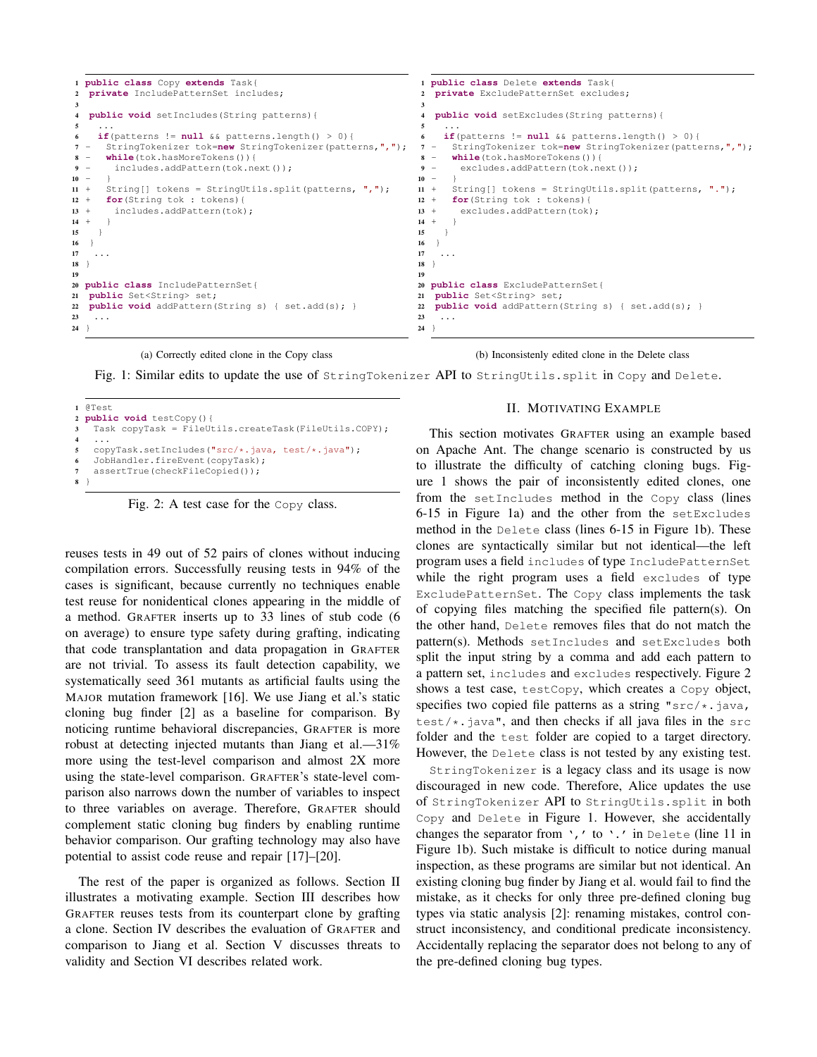```
1  public class Copy extends Task{
2   private IncludePatternSet includes;
3
4   public void setIncludes(String patterns){
5    ...
6    if(patterns != null && patterns.length() > 0){
7  -   StringTokenizer tok=new StringTokenizer(patterns,",");
8  -   while(tok.hasMoreTokens()){
9  -     includes.addPattern(tok.next());
10 -   }
11 +   String[] tokens = StringUtils.split(patterns, ",");
12 +   for(String tok : tokens){
13 +     includes.addPattern(tok);
14 +   }
15   }
16  }
17  ...
18 }
19
20 public class IncludePatternSet{
21  public Set<String> set;
22  public void addPattern(String s) { set.add(s); }
23  ...
24 }
```

(a) Correctly edited clone in the Copy class

```
1  public class Delete extends Task{
2   private ExcludePatternSet excludes;
3
4   public void setExcludes(String patterns){
5    ...
6    if(patterns != null && patterns.length() > 0){
7  -   StringTokenizer tok=new StringTokenizer(patterns,",");
8  -   while(tok.hasMoreTokens()){
9  -     excludes.addPattern(tok.next());
10 -   }
11 +   String[] tokens = StringUtils.split(patterns, ".");
12 +   for(String tok : tokens){
13 +     excludes.addPattern(tok);
14 +   }
15   }
16  }
17  ...
18 }
19
20 public class ExcludePatternSet{
21  public Set<String> set;
22  public void addPattern(String s) { set.add(s); }
23  ...
24 }
```

(b) Inconsistenly edited clone in the Delete class

Fig. 1: Similar edits to update the use of `StringTokenizer` API to `StringUtils.split` in `Copy` and `Delete`.

```
1 @Test
2 public void testCopy(){
3   Task copyTask = FileUtils.createTask(FileUtils.COPY);
4   ...
5   copyTask.setIncludes("src/*.java, test/*.java");
6   JobHandler.fireEvent(copyTask);
7   assertTrue(checkFileCopied());
8 }
```

Fig. 2: A test case for the `Copy` class.

reuses tests in 49 out of 52 pairs of clones without inducing compilation errors. Successfully reusing tests in 94% of the cases is significant, because currently no techniques enable test reuse for nonidentical clones appearing in the middle of a method. GRAFTER inserts up to 33 lines of stub code (6 on average) to ensure type safety during grafting, indicating that code transplantation and data propagation in GRAFTER are not trivial. To assess its fault detection capability, we systematically seed 361 mutants as artificial faults using the MAJOR mutation framework [16]. We use Jiang et al.'s static cloning bug finder [2] as a baseline for comparison. By noticing runtime behavioral discrepancies, GRAFTER is more robust at detecting injected mutants than Jiang et al.—31% more using the test-level comparison and almost 2X more using the state-level comparison. GRAFTER's state-level comparison also narrows down the number of variables to inspect to three variables on average. Therefore, GRAFTER should complement static cloning bug finders by enabling runtime behavior comparison. Our grafting technology may also have potential to assist code reuse and repair [17]–[20].

The rest of the paper is organized as follows. Section II illustrates a motivating example. Section III describes how GRAFTER reuses tests from its counterpart clone by grafting a clone. Section IV describes the evaluation of GRAFTER and comparison to Jiang et al. Section V discusses threats to validity and Section VI describes related work.

## II. Motivating Example

This section motivates GRAFTER using an example based on Apache Ant. The change scenario is constructed by us to illustrate the difficulty of catching cloning bugs. Figure 1 shows the pair of inconsistently edited clones, one from the `setIncludes` method in the `Copy` class (lines 6-15 in Figure 1a) and the other from the `setExcludes` method in the `Delete` class (lines 6-15 in Figure 1b). These clones are syntactically similar but not identical—the left program uses a field `includes` of type `IncludePatternSet` while the right program uses a field `excludes` of type `ExcludePatternSet`. The `Copy` class implements the task of copying files matching the specified file pattern(s). On the other hand, `Delete` removes files that do not match the pattern(s). Methods `setIncludes` and `setExcludes` both split the input string by a comma and add each pattern to a pattern set, `includes` and `excludes` respectively. Figure 2 shows a test case, `testCopy`, which creates a `Copy` object, specifies two copied file patterns as a string `"src/*.java, test/*.java"`, and then checks if all java files in the `src` folder and the `test` folder are copied to a target directory. However, the `Delete` class is not tested by any existing test.

`StringTokenizer` is a legacy class and its usage is now discouraged in new code. Therefore, Alice updates the use of `StringTokenizer` API to `StringUtils.split` in both `Copy` and `Delete` in Figure 1. However, she accidentally changes the separator from `','` to `'.'` in `Delete` (line 11 in Figure 1b). Such mistake is difficult to notice during manual inspection, as these programs are similar but not identical. An existing cloning bug finder by Jiang et al. would fail to find the mistake, as it checks for only three pre-defined cloning bug types via static analysis [2]: renaming mistakes, control construct inconsistency, and conditional predicate inconsistency. Accidentally replacing the separator does not belong to any of the pre-defined cloning bug types.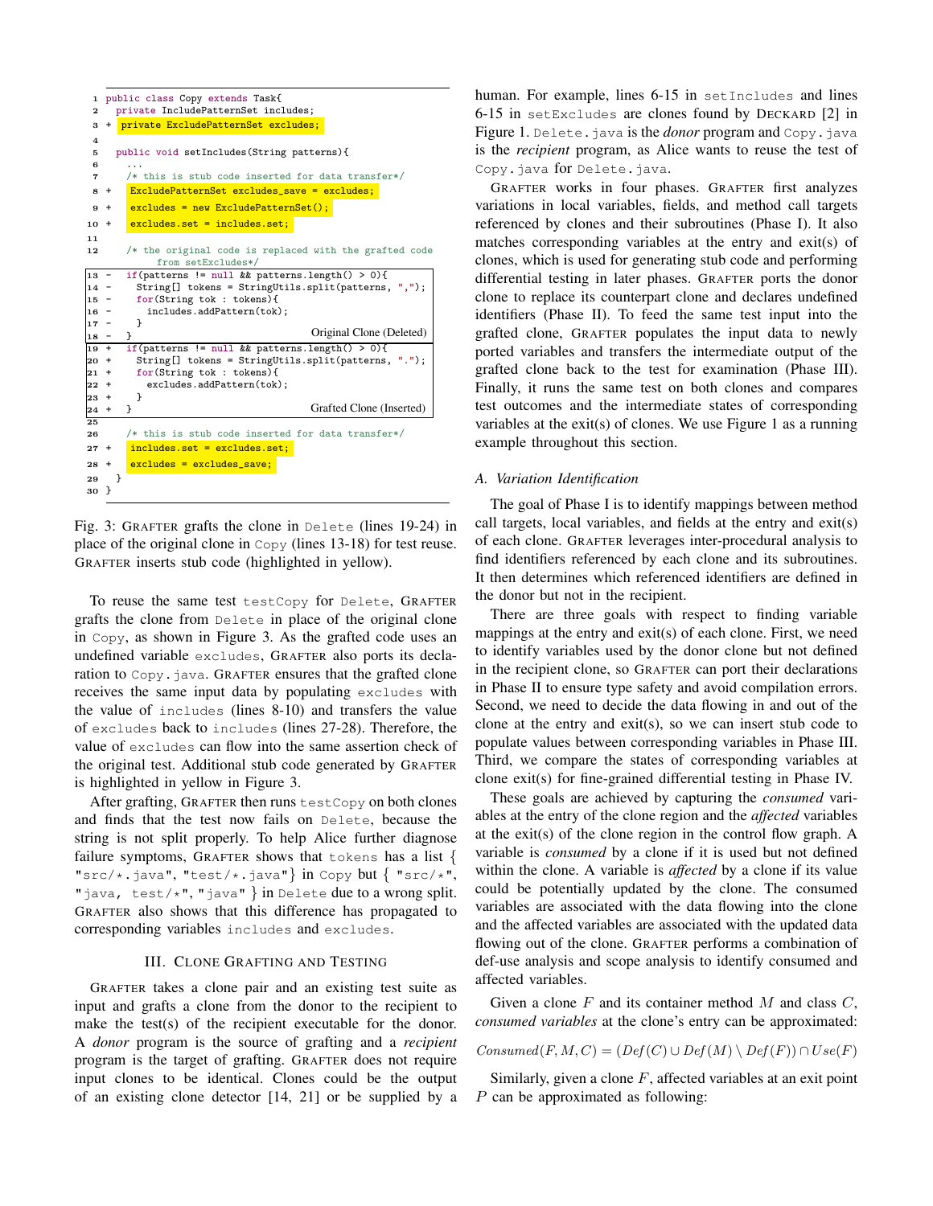```
1   public class Copy extends Task{
2     private IncludePatternSet includes;
3 +   private ExcludePatternSet excludes;
4
5     public void setIncludes(String patterns){
6       ...
7       /* this is stub code inserted for data transfer*/
8 +     ExcludePatternSet excludes_save = excludes;
9 +     excludes = new ExcludePatternSet();
10 +    excludes.set = includes.set;
11
12      /* the original code is replaced with the grafted code
            from setExcludes*/
13 -    if(patterns != null && patterns.length() > 0){
14 -      String[] tokens = StringUtils.split(patterns, ",");
15 -      for(String tok : tokens){
16 -        includes.addPattern(tok);
17 -      }
18 -    }                                      Original Clone (Deleted)
19 +    if(patterns != null && patterns.length() > 0){
20 +      String[] tokens = StringUtils.split(patterns, ".");
21 +      for(String tok : tokens){
22 +        excludes.addPattern(tok);
23 +      }
24 +    }                                      Grafted Clone (Inserted)
25
26      /* this is stub code inserted for data transfer*/
27 +    includes.set = excludes.set;
28 +    excludes = excludes_save;
29    }
30  }
```

Fig. 3: GRAFTER grafts the clone in `Delete` (lines 19-24) in place of the original clone in `Copy` (lines 13-18) for test reuse. GRAFTER inserts stub code (highlighted in yellow).

To reuse the same test `testCopy` for `Delete`, GRAFTER grafts the clone from `Delete` in place of the original clone in `Copy`, as shown in Figure 3. As the grafted code uses an undefined variable `excludes`, GRAFTER also ports its declaration to `Copy.java`. GRAFTER ensures that the grafted clone receives the same input data by populating `excludes` with the value of `includes` (lines 8-10) and transfers the value of `excludes` back to `includes` (lines 27-28). Therefore, the value of `excludes` can flow into the same assertion check of the original test. Additional stub code generated by GRAFTER is highlighted in yellow in Figure 3.

After grafting, GRAFTER then runs `testCopy` on both clones and finds that the test now fails on `Delete`, because the string is not split properly. To help Alice further diagnose failure symptoms, GRAFTER shows that `tokens` has a list { `"src/*.java"`, `"test/*.java"`} in `Copy` but { `"src/*"`, `"java, test/*"`, `"java"` } in `Delete` due to a wrong split. GRAFTER also shows that this difference has propagated to corresponding variables `includes` and `excludes`.

## III. Clone Grafting and Testing

GRAFTER takes a clone pair and an existing test suite as input and grafts a clone from the donor to the recipient to make the test(s) of the recipient executable for the donor. A *donor* program is the source of grafting and a *recipient* program is the target of grafting. GRAFTER does not require input clones to be identical. Clones could be the output of an existing clone detector [14, 21] or be supplied by a human. For example, lines 6-15 in `setIncludes` and lines 6-15 in `setExcludes` are clones found by DECKARD [2] in Figure 1. `Delete.java` is the *donor* program and `Copy.java` is the *recipient* program, as Alice wants to reuse the test of `Copy.java` for `Delete.java`.

GRAFTER works in four phases. GRAFTER first analyzes variations in local variables, fields, and method call targets referenced by clones and their subroutines (Phase I). It also matches corresponding variables at the entry and exit(s) of clones, which is used for generating stub code and performing differential testing in later phases. GRAFTER ports the donor clone to replace its counterpart clone and declares undefined identifiers (Phase II). To feed the same test input into the grafted clone, GRAFTER populates the input data to newly ported variables and transfers the intermediate output of the grafted clone back to the test for examination (Phase III). Finally, it runs the same test on both clones and compares test outcomes and the intermediate states of corresponding variables at the exit(s) of clones. We use Figure 1 as a running example throughout this section.

### A. Variation Identification

The goal of Phase I is to identify mappings between method call targets, local variables, and fields at the entry and exit(s) of each clone. GRAFTER leverages inter-procedural analysis to find identifiers referenced by each clone and its subroutines. It then determines which referenced identifiers are defined in the donor but not in the recipient.

There are three goals with respect to finding variable mappings at the entry and exit(s) of each clone. First, we need to identify variables used by the donor clone but not defined in the recipient clone, so GRAFTER can port their declarations in Phase II to ensure type safety and avoid compilation errors. Second, we need to decide the data flowing in and out of the clone at the entry and exit(s), so we can insert stub code to populate values between corresponding variables in Phase III. Third, we compare the states of corresponding variables at clone exit(s) for fine-grained differential testing in Phase IV.

These goals are achieved by capturing the *consumed* variables at the entry of the clone region and the *affected* variables at the exit(s) of the clone region in the control flow graph. A variable is *consumed* by a clone if it is used but not defined within the clone. A variable is *affected* by a clone if its value could be potentially updated by the clone. The consumed variables are associated with the data flowing into the clone and the affected variables are associated with the updated data flowing out of the clone. GRAFTER performs a combination of def-use analysis and scope analysis to identify consumed and affected variables.

Given a clone $F$ and its container method $M$ and class $C$, *consumed variables* at the clone's entry can be approximated:

$$Consumed(F, M, C) = (Def(C) \cup Def(M) \setminus Def(F)) \cap Use(F)$$

Similarly, given a clone $F$, affected variables at an exit point $P$ can be approximated as following: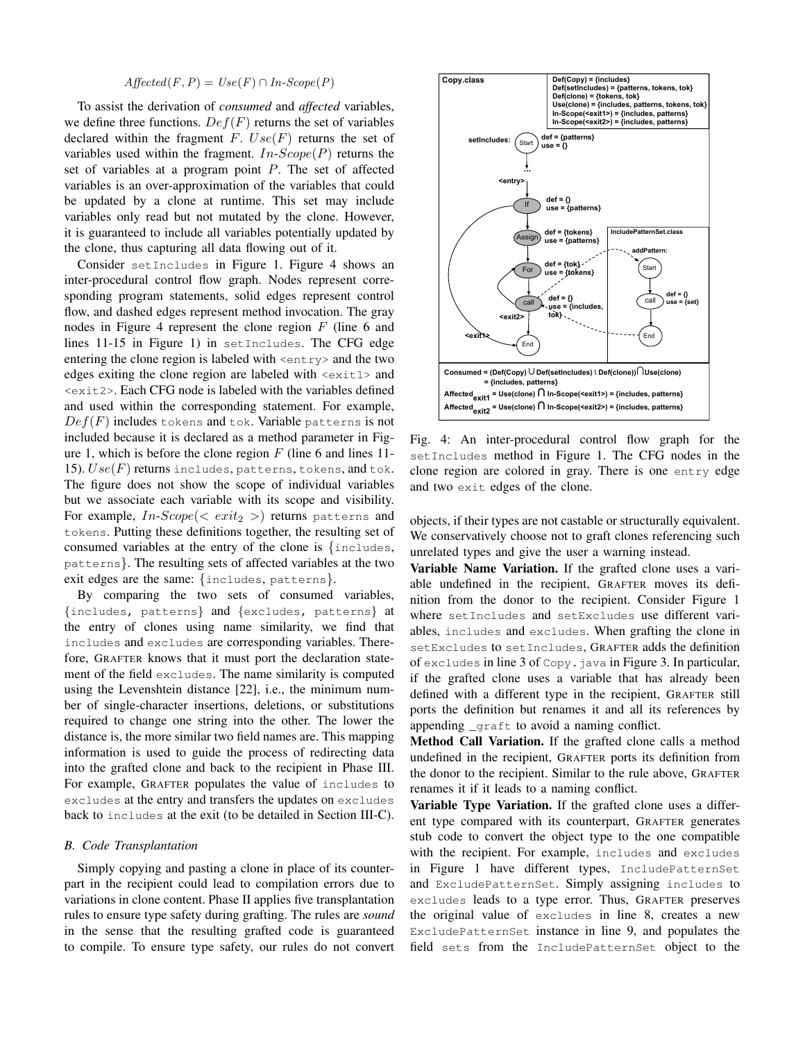$$Affected(F, P) = Use(F) \cap In\text{-}Scope(P)$$

To assist the derivation of *consumed* and *affected* variables, we define three functions. $Def(F)$ returns the set of variables declared within the fragment $F$. $Use(F)$ returns the set of variables used within the fragment. $In\text{-}Scope(P)$ returns the set of variables at a program point $P$. The set of affected variables is an over-approximation of the variables that could be updated by a clone at runtime. This set may include variables only read but not mutated by the clone. However, it is guaranteed to include all variables potentially updated by the clone, thus capturing all data flowing out of it.

Consider `setIncludes` in Figure 1. Figure 4 shows an inter-procedural control flow graph. Nodes represent corresponding program statements, solid edges represent control flow, and dashed edges represent method invocation. The gray nodes in Figure 4 represent the clone region $F$ (line 6 and lines 11-15 in Figure 1) in `setIncludes`. The CFG edge entering the clone region is labeled with `<entry>` and the two edges exiting the clone region are labeled with `<exit1>` and `<exit2>`. Each CFG node is labeled with the variables defined and used within the corresponding statement. For example, $Def(F)$ includes `tokens` and `tok`. Variable `patterns` is not included because it is declared as a method parameter in Figure 1, which is before the clone region $F$ (line 6 and lines 11-15). $Use(F)$ returns `includes`, `patterns`, `tokens`, and `tok`. The figure does not show the scope of individual variables but we associate each variable with its scope and visibility. For example, $In\text{-}Scope(< exit_2 >)$ returns `patterns` and `tokens`. Putting these definitions together, the resulting set of consumed variables at the entry of the clone is {`includes`, `patterns`}. The resulting sets of affected variables at the two exit edges are the same: {`includes`, `patterns`}.

By comparing the two sets of consumed variables, {`includes`, `patterns`} and {`excludes`, `patterns`} at the entry of clones using name similarity, we find that `includes` and `excludes` are corresponding variables. Therefore, GRAFTER knows that it must port the declaration statement of the field `excludes`. The name similarity is computed using the Levenshtein distance [22], i.e., the minimum number of single-character insertions, deletions, or substitutions required to change one string into the other. The lower the distance is, the more similar two field names are. This mapping information is used to guide the process of redirecting data into the grafted clone and back to the recipient in Phase III. For example, GRAFTER populates the value of `includes` to `excludes` at the entry and transfers the updates on `excludes` back to `includes` at the exit (to be detailed in Section III-C).

### *B. Code Transplantation*

Simply copying and pasting a clone in place of its counterpart in the recipient could lead to compilation errors due to variations in clone content. Phase II applies five transplantation rules to ensure type safety during grafting. The rules are *sound* in the sense that the resulting grafted code is guaranteed to compile. To ensure type safety, our rules do not convert objects, if their types are not castable or structurally equivalent. We conservatively choose not to graft clones referencing such unrelated types and give the user a warning instead.

Fig. 4: An inter-procedural control flow graph for the `setIncludes` method in Figure 1. The CFG nodes in the clone region are colored in gray. There is one `entry` edge and two `exit` edges of the clone.

**Variable Name Variation.** If the grafted clone uses a variable undefined in the recipient, GRAFTER moves its definition from the donor to the recipient. Consider Figure 1 where `setIncludes` and `setExcludes` use different variables, `includes` and `excludes`. When grafting the clone in `setExcludes` to `setIncludes`, GRAFTER adds the definition of `excludes` in line 3 of `Copy.java` in Figure 3. In particular, if the grafted clone uses a variable that has already been defined with a different type in the recipient, GRAFTER still ports the definition but renames it and all its references by appending `_graft` to avoid a naming conflict.

**Method Call Variation.** If the grafted clone calls a method undefined in the recipient, GRAFTER ports its definition from the donor to the recipient. Similar to the rule above, GRAFTER renames it if it leads to a naming conflict.

**Variable Type Variation.** If the grafted clone uses a different type compared with its counterpart, GRAFTER generates stub code to convert the object type to the one compatible with the recipient. For example, `includes` and `excludes` in Figure 1 have different types, `IncludePatternSet` and `ExcludePatternSet`. Simply assigning `includes` to `excludes` leads to a type error. Thus, GRAFTER preserves the original value of `excludes` in line 8, creates a new `ExcludePatternSet` instance in line 9, and populates the field `sets` from the `IncludePatternSet` object to the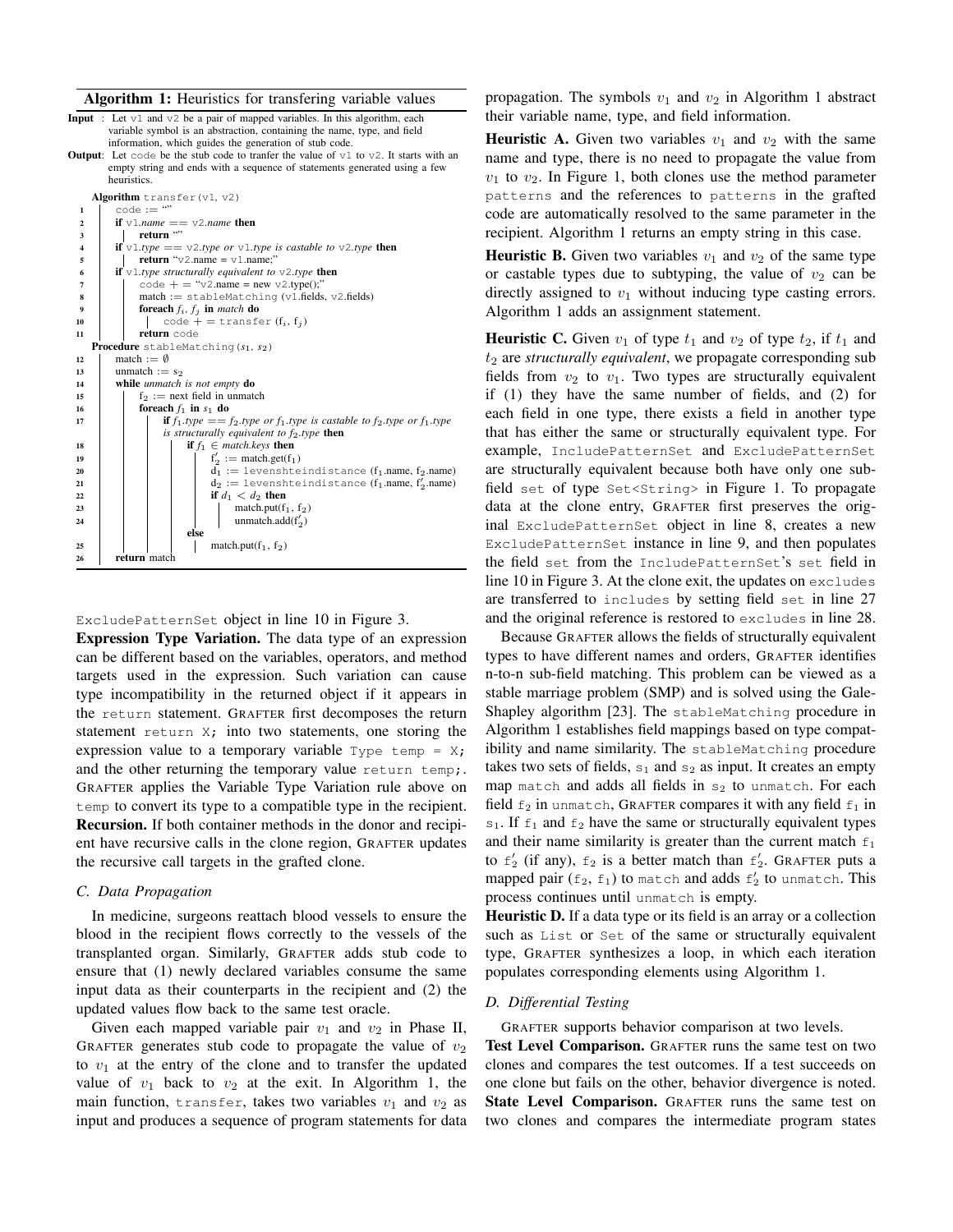**Algorithm 1:** Heuristics for transfering variable values

**Input** : Let v1 and v2 be a pair of mapped variables. In this algorithm, each variable symbol is an abstraction, containing the name, type, and field information, which guides the generation of stub code.

**Output**: Let code be the stub code to tranfer the value of v1 to v2. It starts with an empty string and ends with a sequence of statements generated using a few heuristics.

```
    Algorithm transfer(v1, v2)
1       code := ""
2       if v1.name == v2.name then
3           return ""
4       if v1.type == v2.type or v1.type is castable to v2.type then
5           return "v2.name = v1.name;"
6       if v1.type structurally equivalent to v2.type then
7           code + = "v2.name = new v2.type();"
8           match := stableMatching (v1.fields, v2.fields)
9           foreach f_i, f_j in match do
10              code + = transfer (f_i, f_j)
11          return code
    Procedure stableMatching(s1, s2)
12      match := ∅
13      unmatch := s2
14      while unmatch is not empty do
15          f2 := next field in unmatch
16          foreach f1 in s1 do
17              if f1.type == f2.type or f1.type is castable to f2.type or f1.type
                is structurally equivalent to f2.type then
18                  if f1 ∈ match.keys then
19                      f2' := match.get(f1)
20                      d1 := levenshteindistance (f1.name, f2.name)
21                      d2 := levenshteindistance (f1.name, f2'.name)
22                      if d1 < d2 then
23                          match.put(f1, f2)
24                          unmatch.add(f2')
                    else
25                      match.put(f1, f2)
26      return match
```

ExcludePatternSet object in line 10 in Figure 3.

**Expression Type Variation.** The data type of an expression can be different based on the variables, operators, and method targets used in the expression. Such variation can cause type incompatibility in the returned object if it appears in the return statement. GRAFTER first decomposes the return statement `return X;` into two statements, one storing the expression value to a temporary variable `Type temp = X;` and the other returning the temporary value `return temp;`. GRAFTER applies the Variable Type Variation rule above on `temp` to convert its type to a compatible type in the recipient.

**Recursion.** If both container methods in the donor and recipient have recursive calls in the clone region, GRAFTER updates the recursive call targets in the grafted clone.

### C. Data Propagation

In medicine, surgeons reattach blood vessels to ensure the blood in the recipient flows correctly to the vessels of the transplanted organ. Similarly, GRAFTER adds stub code to ensure that (1) newly declared variables consume the same input data as their counterparts in the recipient and (2) the updated values flow back to the same test oracle.

Given each mapped variable pair $v_1$ and $v_2$ in Phase II, GRAFTER generates stub code to propagate the value of $v_2$ to $v_1$ at the entry of the clone and to transfer the updated value of $v_1$ back to $v_2$ at the exit. In Algorithm 1, the main function, `transfer`, takes two variables $v_1$ and $v_2$ as input and produces a sequence of program statements for data propagation. The symbols $v_1$ and $v_2$ in Algorithm 1 abstract their variable name, type, and field information.

**Heuristic A.** Given two variables $v_1$ and $v_2$ with the same name and type, there is no need to propagate the value from $v_1$ to $v_2$. In Figure 1, both clones use the method parameter `patterns` and the references to `patterns` in the grafted code are automatically resolved to the same parameter in the recipient. Algorithm 1 returns an empty string in this case.

**Heuristic B.** Given two variables $v_1$ and $v_2$ of the same type or castable types due to subtyping, the value of $v_2$ can be directly assigned to $v_1$ without inducing type casting errors. Algorithm 1 adds an assignment statement.

**Heuristic C.** Given $v_1$ of type $t_1$ and $v_2$ of type $t_2$, if $t_1$ and $t_2$ are *structurally equivalent*, we propagate corresponding sub fields from $v_2$ to $v_1$. Two types are structurally equivalent if (1) they have the same number of fields, and (2) for each field in one type, there exists a field in another type that has either the same or structurally equivalent type. For example, `IncludePatternSet` and `ExcludePatternSet` are structurally equivalent because both have only one subfield `set` of type `Set<String>` in Figure 1. To propagate data at the clone entry, GRAFTER first preserves the original `ExcludePatternSet` object in line 8, creates a new `ExcludePatternSet` instance in line 9, and then populates the field `set` from the `IncludePatternSet`'s `set` field in line 10 in Figure 3. At the clone exit, the updates on `excludes` are transferred to `includes` by setting field `set` in line 27 and the original reference is restored to `excludes` in line 28.

Because GRAFTER allows the fields of structurally equivalent types to have different names and orders, GRAFTER identifies n-to-n sub-field matching. This problem can be viewed as a stable marriage problem (SMP) and is solved using the Gale-Shapley algorithm [23]. The `stableMatching` procedure in Algorithm 1 establishes field mappings based on type compatibility and name similarity. The `stableMatching` procedure takes two sets of fields, $s_1$ and $s_2$ as input. It creates an empty map `match` and adds all fields in $s_2$ to `unmatch`. For each field $f_2$ in `unmatch`, GRAFTER compares it with any field $f_1$ in $s_1$. If $f_1$ and $f_2$ have the same or structurally equivalent types and their name similarity is greater than the current match $f_1$ to $f_2'$ (if any), $f_2$ is a better match than $f_2'$. GRAFTER puts a mapped pair ($f_2$, $f_1$) to `match` and adds $f_2'$ to `unmatch`. This process continues until `unmatch` is empty.

**Heuristic D.** If a data type or its field is an array or a collection such as `List` or `Set` of the same or structurally equivalent type, GRAFTER synthesizes a loop, in which each iteration populates corresponding elements using Algorithm 1.

### D. Differential Testing

GRAFTER supports behavior comparison at two levels.

**Test Level Comparison.** GRAFTER runs the same test on two clones and compares the test outcomes. If a test succeeds on one clone but fails on the other, behavior divergence is noted.

**State Level Comparison.** GRAFTER runs the same test on two clones and compares the intermediate program states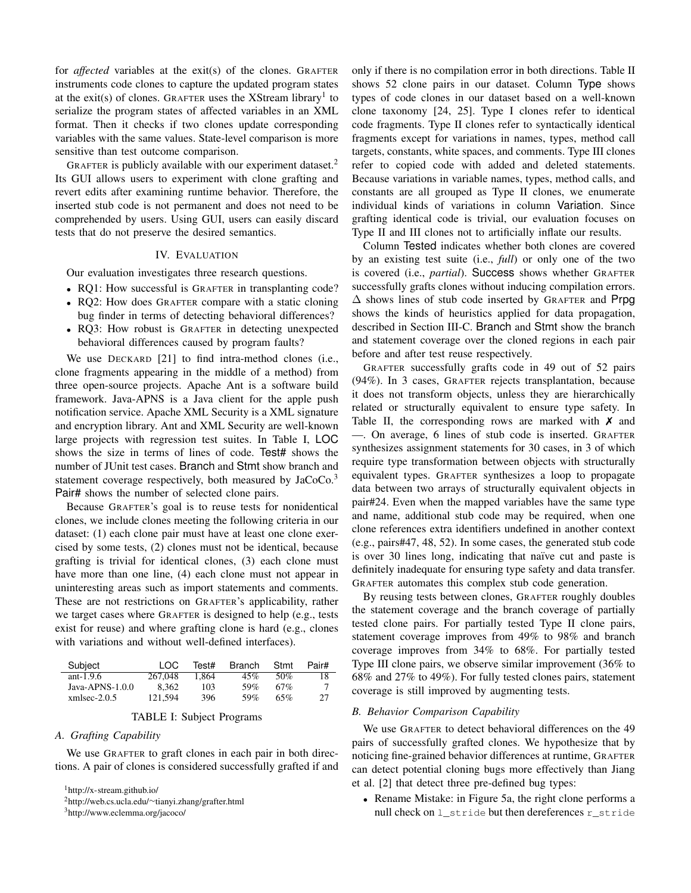for *affected* variables at the exit(s) of the clones. GRAFTER instruments code clones to capture the updated program states at the exit(s) of clones. GRAFTER uses the XStream library[1] to serialize the program states of affected variables in an XML format. Then it checks if two clones update corresponding variables with the same values. State-level comparison is more sensitive than test outcome comparison.

GRAFTER is publicly available with our experiment dataset.[2] Its GUI allows users to experiment with clone grafting and revert edits after examining runtime behavior. Therefore, the inserted stub code is not permanent and does not need to be comprehended by users. Using GUI, users can easily discard tests that do not preserve the desired semantics.

## IV. Evaluation

Our evaluation investigates three research questions.

- RQ1: How successful is GRAFTER in transplanting code?
- RQ2: How does GRAFTER compare with a static cloning bug finder in terms of detecting behavioral differences?
- RQ3: How robust is GRAFTER in detecting unexpected behavioral differences caused by program faults?

We use DECKARD [21] to find intra-method clones (i.e., clone fragments appearing in the middle of a method) from three open-source projects. Apache Ant is a software build framework. Java-APNS is a Java client for the apple push notification service. Apache XML Security is a XML signature and encryption library. Ant and XML Security are well-known large projects with regression test suites. In Table I, LOC shows the size in terms of lines of code. Test# shows the number of JUnit test cases. Branch and Stmt show branch and statement coverage respectively, both measured by JaCoCo.[3] Pair# shows the number of selected clone pairs.

Because GRAFTER's goal is to reuse tests for nonidentical clones, we include clones meeting the following criteria in our dataset: (1) each clone pair must have at least one clone exercised by some tests, (2) clones must not be identical, because grafting is trivial for identical clones, (3) each clone must have more than one line, (4) each clone must not appear in uninteresting areas such as import statements and comments. These are not restrictions on GRAFTER's applicability, rather we target cases where GRAFTER is designed to help (e.g., tests exist for reuse) and where grafting clone is hard (e.g., clones with variations and without well-defined interfaces).

| Subject | LOC | Test# | Branch | Stmt | Pair# |
|---|---|---|---|---|---|
| ant-1.9.6 | 267,048 | 1,864 | 45% | 50% | 18 |
| Java-APNS-1.0.0 | 8,362 | 103 | 59% | 67% | 7 |
| xmlsec-2.0.5 | 121,594 | 396 | 59% | 65% | 27 |

TABLE I: Subject Programs

### A. Grafting Capability

We use GRAFTER to graft clones in each pair in both directions. A pair of clones is considered successfully grafted if and only if there is no compilation error in both directions. Table II shows 52 clone pairs in our dataset. Column Type shows types of code clones in our dataset based on a well-known clone taxonomy [24, 25]. Type I clones refer to identical code fragments. Type II clones refer to syntactically identical fragments except for variations in names, types, method call targets, constants, white spaces, and comments. Type III clones refer to copied code with added and deleted statements. Because variations in variable names, types, method calls, and constants are all grouped as Type II clones, we enumerate individual kinds of variations in column Variation. Since grafting identical code is trivial, our evaluation focuses on Type II and III clones not to artificially inflate our results.

Column Tested indicates whether both clones are covered by an existing test suite (i.e., *full*) or only one of the two is covered (i.e., *partial*). Success shows whether GRAFTER successfully grafts clones without inducing compilation errors. $\Delta$ shows lines of stub code inserted by GRAFTER and Prpg shows the kinds of heuristics applied for data propagation, described in Section III-C. Branch and Stmt show the branch and statement coverage over the cloned regions in each pair before and after test reuse respectively.

GRAFTER successfully grafts code in 49 out of 52 pairs (94%). In 3 cases, GRAFTER rejects transplantation, because it does not transform objects, unless they are hierarchically related or structurally equivalent to ensure type safety. In Table II, the corresponding rows are marked with ✗ and —. On average, 6 lines of stub code is inserted. GRAFTER synthesizes assignment statements for 30 cases, in 3 of which require type transformation between objects with structurally equivalent types. GRAFTER synthesizes a loop to propagate data between two arrays of structurally equivalent objects in pair#24. Even when the mapped variables have the same type and name, additional stub code may be required, when one clone references extra identifiers undefined in another context (e.g., pairs#47, 48, 52). In some cases, the generated stub code is over 30 lines long, indicating that naïve cut and paste is definitely inadequate for ensuring type safety and data transfer. GRAFTER automates this complex stub code generation.

By reusing tests between clones, GRAFTER roughly doubles the statement coverage and the branch coverage of partially tested clone pairs. For partially tested Type II clone pairs, statement coverage improves from 49% to 98% and branch coverage improves from 34% to 68%. For partially tested Type III clone pairs, we observe similar improvement (36% to 68% and 27% to 49%). For fully tested clones pairs, statement coverage is still improved by augmenting tests.

### B. Behavior Comparison Capability

We use GRAFTER to detect behavioral differences on the 49 pairs of successfully grafted clones. We hypothesize that by noticing fine-grained behavior differences at runtime, GRAFTER can detect potential cloning bugs more effectively than Jiang et al. [2] that detect three pre-defined bug types:

- Rename Mistake: in Figure 5a, the right clone performs a null check on `l_stride` but then dereferences `r_stride`

[1] http://x-stream.github.io/

[2] http://web.cs.ucla.edu/~tianyi.zhang/grafter.html

[3] http://www.eclemma.org/jacoco/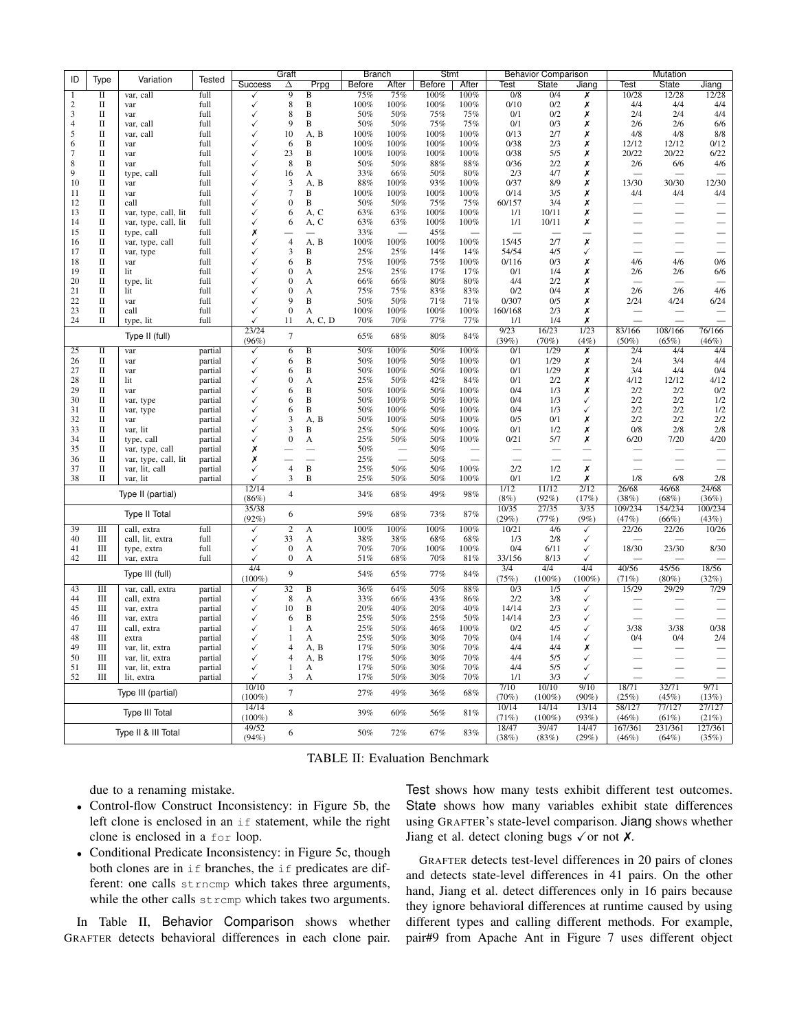| ID | Type | Variation | Tested | Graft | | | Branch | | Stmt | | Behavior Comparison | | | Mutation | | |
|---|---|---|---|---|---|---|---|---|---|---|---|---|---|---|---|---|
| | | | | Success | Δ | Prpg | Before | After | Before | After | Test | State | Jiang | Test | State | Jiang |
| 1 | II | var, call | full | ✓ | 9 | B | 75% | 75% | 100% | 100% | 0/8 | 0/4 | ✗ | 10/28 | 12/28 | 12/28 |
| 2 | II | var | full | ✓ | 8 | B | 100% | 100% | 100% | 100% | 0/10 | 0/2 | ✗ | 4/4 | 4/4 | 4/4 |
| 3 | II | var | full | ✓ | 8 | B | 50% | 50% | 75% | 75% | 0/1 | 0/2 | ✗ | 2/4 | 2/4 | 4/4 |
| 4 | II | var, call | full | ✓ | 9 | B | 50% | 50% | 75% | 75% | 0/1 | 0/3 | ✗ | 2/6 | 2/6 | 6/6 |
| 5 | II | var, call | full | ✓ | 10 | A, B | 100% | 100% | 100% | 100% | 0/13 | 2/7 | ✗ | 4/8 | 4/8 | 8/8 |
| 6 | II | var | full | ✓ | 6 | B | 100% | 100% | 100% | 100% | 0/38 | 2/3 | ✗ | 12/12 | 12/12 | 0/12 |
| 7 | II | var | full | ✓ | 23 | B | 100% | 100% | 100% | 100% | 0/38 | 5/5 | ✗ | 20/22 | 20/22 | 6/22 |
| 8 | II | var | full | ✓ | 8 | B | 50% | 50% | 88% | 88% | 0/36 | 2/2 | ✗ | 2/6 | 6/6 | 4/6 |
| 9 | II | type, call | full | ✓ | 16 | A | 33% | 66% | 50% | 80% | 2/3 | 4/7 | ✗ | — | — | — |
| 10 | II | var | full | ✓ | 3 | A, B | 88% | 100% | 93% | 100% | 0/37 | 8/9 | ✗ | 13/30 | 30/30 | 12/30 |
| 11 | II | var | full | ✓ | 7 | B | 100% | 100% | 100% | 100% | 0/14 | 3/5 | ✗ | 4/4 | 4/4 | 4/4 |
| 12 | II | call | full | ✓ | 0 | B | 50% | 50% | 75% | 75% | 60/157 | 3/4 | ✗ | — | — | — |
| 13 | II | var, type, call, lit | full | ✓ | 6 | A, C | 63% | 63% | 100% | 100% | 1/1 | 10/11 | ✗ | — | — | — |
| 14 | II | var, type, call, lit | full | ✓ | 6 | A, C | 63% | 63% | 100% | 100% | 1/1 | 10/11 | ✗ | — | — | — |
| 15 | II | type, call | full | ✗ | — | — | 33% | — | 45% | — | — | — | — | — | — | — |
| 16 | II | var, type, call | full | ✓ | 4 | A, B | 100% | 100% | 100% | 100% | 15/45 | 2/7 | ✗ | — | — | — |
| 17 | II | var, type | full | ✓ | 3 | B | 25% | 25% | 14% | 14% | 54/54 | 4/5 | ✓ | — | — | — |
| 18 | II | var | full | ✓ | 6 | B | 75% | 100% | 75% | 100% | 0/116 | 0/3 | ✗ | 4/6 | 4/6 | 0/6 |
| 19 | II | lit | full | ✓ | 0 | A | 25% | 25% | 17% | 17% | 0/1 | 1/4 | ✗ | 2/6 | 2/6 | 6/6 |
| 20 | II | type, lit | full | ✓ | 0 | A | 66% | 66% | 80% | 80% | 4/4 | 2/2 | ✗ | — | — | — |
| 21 | II | lit | full | ✓ | 0 | A | 75% | 75% | 83% | 83% | 0/2 | 0/4 | ✗ | 2/6 | 2/6 | 4/6 |
| 22 | II | var | full | ✓ | 9 | B | 50% | 50% | 71% | 71% | 0/307 | 0/5 | ✗ | 2/24 | 4/24 | 6/24 |
| 23 | II | call | full | ✓ | 0 | A | 100% | 100% | 100% | 100% | 160/168 | 2/3 | ✗ | — | — | — |
| 24 | II | type, lit | full | ✓ | 11 | A, C, D | 70% | 70% | 77% | 77% | 1/1 | 1/4 | ✗ | — | — | — |
| Type II (full) | | | | 23/24 (96%) | 7 | | 65% | 68% | 80% | 84% | 9/23 (39%) | 16/23 (70%) | 1/23 (4%) | 83/166 (50%) | 108/166 (65%) | 76/166 (46%) |
| 25 | II | var | partial | ✓ | 6 | B | 50% | 100% | 50% | 100% | 0/1 | 1/29 | ✗ | 2/4 | 4/4 | 4/4 |
| 26 | II | var | partial | ✓ | 6 | B | 50% | 100% | 50% | 100% | 0/1 | 1/29 | ✗ | 2/4 | 3/4 | 4/4 |
| 27 | II | var | partial | ✓ | 6 | B | 50% | 100% | 50% | 100% | 0/1 | 1/29 | ✗ | 3/4 | 4/4 | 0/4 |
| 28 | II | lit | partial | ✓ | 0 | A | 25% | 50% | 42% | 84% | 0/1 | 2/2 | ✗ | 4/12 | 12/12 | 4/12 |
| 29 | II | var | partial | ✓ | 6 | B | 50% | 100% | 50% | 100% | 0/4 | 1/3 | ✗ | 2/2 | 2/2 | 0/2 |
| 30 | II | var, type | partial | ✓ | 6 | B | 50% | 100% | 50% | 100% | 0/4 | 1/3 | ✓ | 2/2 | 2/2 | 1/2 |
| 31 | II | var, type | partial | ✓ | 6 | B | 50% | 100% | 50% | 100% | 0/4 | 1/3 | ✓ | 2/2 | 2/2 | 1/2 |
| 32 | II | var | partial | ✓ | 3 | A, B | 50% | 100% | 50% | 100% | 0/5 | 0/1 | ✗ | 2/2 | 2/2 | 2/2 |
| 33 | II | var, lit | partial | ✓ | 3 | B | 25% | 50% | 50% | 100% | 0/1 | 1/2 | ✗ | 0/8 | 2/8 | 2/8 |
| 34 | II | type, call | partial | ✓ | 0 | A | 25% | 50% | 50% | 100% | 0/21 | 5/7 | ✗ | 6/20 | 7/20 | 4/20 |
| 35 | II | var, type, call | partial | ✗ | — | — | 50% | — | 50% | — | — | — | — | — | — | — |
| 36 | II | var, type, call, lit | partial | ✗ | — | — | 25% | — | 50% | — | — | — | — | — | — | — |
| 37 | II | var, lit, call | partial | ✓ | 4 | B | 25% | 50% | 50% | 100% | 2/2 | 1/2 | ✗ | — | — | — |
| 38 | II | var, lit | partial | ✓ | 3 | B | 25% | 50% | 50% | 100% | 0/1 | 1/2 | ✗ | 1/8 | 6/8 | 2/8 |
| Type II (partial) | | | | 12/14 (86%) | 4 | | 34% | 68% | 49% | 98% | 1/12 (8%) | 11/12 (92%) | 2/12 (17%) | 26/68 (38%) | 46/68 (68%) | 24/68 (36%) |
| Type II Total | | | | 35/38 (92%) | 6 | | 59% | 68% | 73% | 87% | 10/35 (29%) | 27/35 (77%) | 3/35 (9%) | 109/234 (47%) | 154/234 (66%) | 100/234 (43%) |
| 39 | III | call, extra | full | ✓ | 2 | A | 100% | 100% | 100% | 100% | 10/21 | 4/6 | ✓ | 22/26 | 22/26 | 10/26 |
| 40 | III | call, lit, extra | full | ✓ | 33 | A | 38% | 38% | 68% | 68% | 1/3 | 2/8 | ✓ | — | — | — |
| 41 | III | type, extra | full | ✓ | 0 | A | 70% | 70% | 100% | 100% | 0/4 | 6/11 | ✓ | 18/30 | 23/30 | 8/30 |
| 42 | III | var, extra | full | ✓ | 0 | A | 51% | 68% | 70% | 81% | 33/156 | 8/13 | ✓ | — | — | — |
| Type III (full) | | | | 4/4 (100%) | 9 | | 54% | 65% | 77% | 84% | 3/4 (75%) | 4/4 (100%) | 4/4 (100%) | 40/56 (71%) | 45/56 (80%) | 18/56 (32%) |
| 43 | III | var, call, extra | partial | ✓ | 32 | B | 36% | 64% | 50% | 88% | 0/3 | 1/5 | ✓ | 15/29 | 29/29 | 7/29 |
| 44 | III | call, extra | partial | ✓ | 8 | A | 33% | 66% | 43% | 86% | 2/2 | 3/8 | ✓ | — | — | — |
| 45 | III | var, extra | partial | ✓ | 10 | B | 20% | 40% | 20% | 40% | 14/14 | 2/3 | ✓ | — | — | — |
| 46 | III | var, extra | partial | ✓ | 6 | B | 25% | 50% | 25% | 50% | 14/14 | 2/3 | ✓ | — | — | — |
| 47 | III | call, extra | partial | ✓ | 1 | A | 25% | 50% | 46% | 100% | 0/2 | 4/5 | ✓ | 3/38 | 3/38 | 0/38 |
| 48 | III | extra | partial | ✓ | 1 | A | 25% | 50% | 30% | 70% | 0/4 | 1/4 | ✓ | 0/4 | 0/4 | 2/4 |
| 49 | III | var, lit, extra | partial | ✓ | 4 | A, B | 17% | 50% | 30% | 70% | 4/4 | 4/4 | ✗ | — | — | — |
| 50 | III | var, lit, extra | partial | ✓ | 4 | A, B | 17% | 50% | 30% | 70% | 4/4 | 5/5 | ✓ | — | — | — |
| 51 | III | var, lit, extra | partial | ✓ | 1 | A | 17% | 50% | 30% | 70% | 4/4 | 5/5 | ✓ | — | — | — |
| 52 | III | lit, extra | partial | ✓ | 3 | A | 17% | 50% | 30% | 70% | 1/1 | 3/3 | ✓ | — | — | — |
| Type III (partial) | | | | 10/10 (100%) | 7 | | 27% | 49% | 36% | 68% | 7/10 (70%) | 10/10 (100%) | 9/10 (90%) | 18/71 (25%) | 32/71 (45%) | 9/71 (13%) |
| Type III Total | | | | 14/14 (100%) | 8 | | 39% | 60% | 56% | 81% | 10/14 (71%) | 14/14 (100%) | 13/14 (93%) | 58/127 (46%) | 77/127 (61%) | 27/127 (21%) |
| Type II & III Total | | | | 49/52 (94%) | 6 | | 50% | 72% | 67% | 83% | 18/47 (38%) | 39/47 (83%) | 14/47 (29%) | 167/361 (46%) | 231/361 (64%) | 127/361 (35%) |

TABLE II: Evaluation Benchmark

due to a renaming mistake.

- Control-flow Construct Inconsistency: in Figure 5b, the left clone is enclosed in an `if` statement, while the right clone is enclosed in a `for` loop.
- Conditional Predicate Inconsistency: in Figure 5c, though both clones are in `if` branches, the `if` predicates are different: one calls `strncmp` which takes three arguments, while the other calls `strcmp` which takes two arguments.

In Table II, Behavior Comparison shows whether GRAFTER detects behavioral differences in each clone pair. Test shows how many tests exhibit different test outcomes. State shows how many variables exhibit state differences using GRAFTER's state-level comparison. Jiang shows whether Jiang et al. detect cloning bugs ✓ or not ✗.

GRAFTER detects test-level differences in 20 pairs of clones and detects state-level differences in 41 pairs. On the other hand, Jiang et al. detect differences only in 16 pairs because they ignore behavioral differences at runtime caused by using different types and calling different methods. For example, pair#9 from Apache Ant in Figure 7 uses different object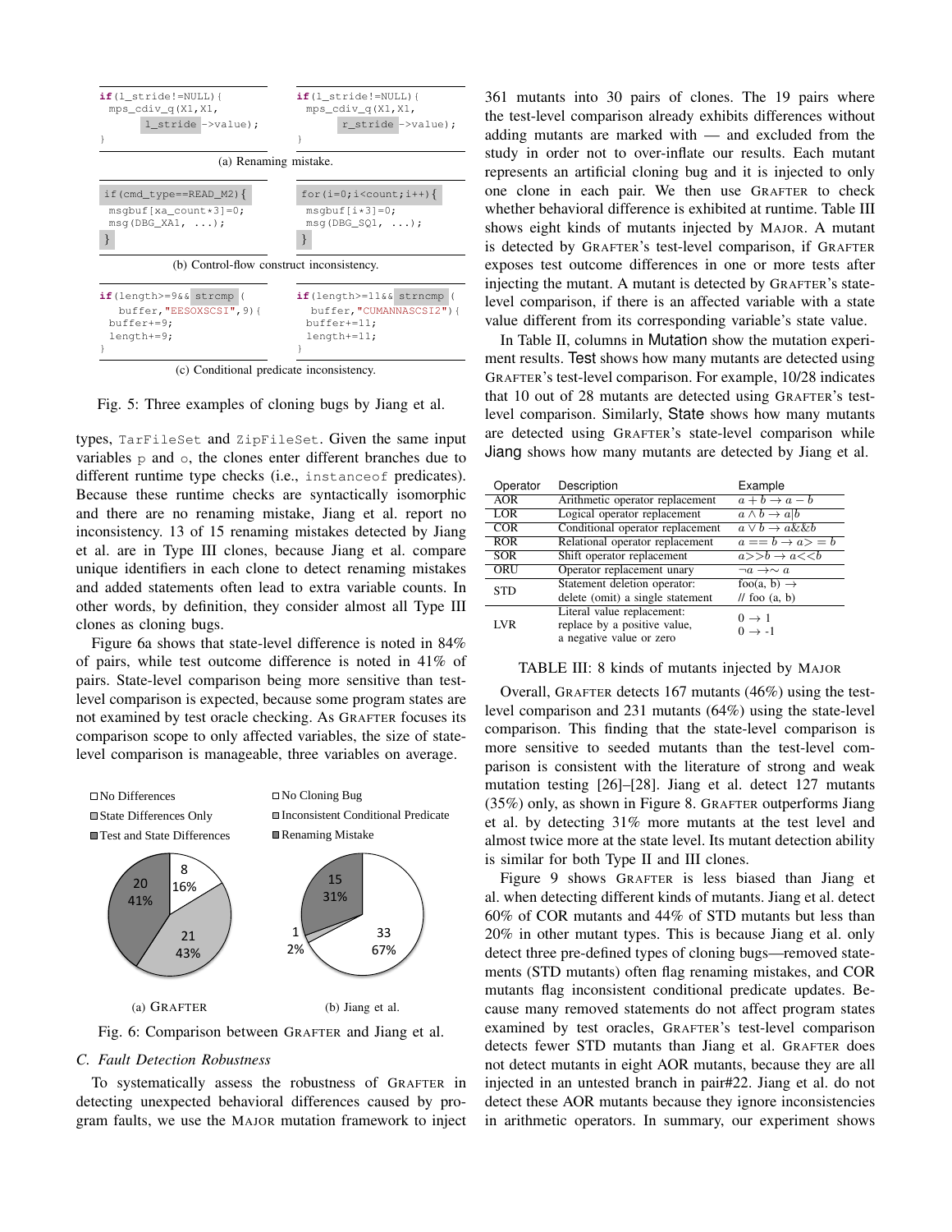```
if(l_stride!=NULL){
  mps_cdiv_q(X1,X1,
      l_stride->value);
}
```

```
if(l_stride!=NULL){
  mps_cdiv_q(X1,X1,
      r_stride->value);
}
```

(a) Renaming mistake.

```
if(cmd_type==READ_M2){
  msgbuf[xa_count*3]=0;
  msg(DBG_XA1, ...);
}
```

```
for(i=0;i<count;i++){
  msgbuf[i*3]=0;
  msg(DBG_SQ1, ...);
}
```

(b) Control-flow construct inconsistency.

```
if(length>=9&& strcmp (
   buffer,"EESOXSCSI",9){
  buffer+=9;
  length+=9;
}
```

```
if(length>=11&& strncmp (
   buffer,"CUMANNASCSI2"){
  buffer+=11;
  length+=11;
}
```

(c) Conditional predicate inconsistency.

Fig. 5: Three examples of cloning bugs by Jiang et al.

types, `TarFileSet` and `ZipFileSet`. Given the same input variables `p` and `o`, the clones enter different branches due to different runtime type checks (i.e., `instanceof` predicates). Because these runtime checks are syntactically isomorphic and there are no renaming mistake, Jiang et al. report no inconsistency. 13 of 15 renaming mistakes detected by Jiang et al. are in Type III clones, because Jiang et al. compare unique identifiers in each clone to detect renaming mistakes and added statements often lead to extra variable counts. In other words, by definition, they consider almost all Type III clones as cloning bugs.

Figure 6a shows that state-level difference is noted in 84% of pairs, while test outcome difference is noted in 41% of pairs. State-level comparison being more sensitive than test-level comparison is expected, because some program states are not examined by test oracle checking. As GRAFTER focuses its comparison scope to only affected variables, the size of state-level comparison is manageable, three variables on average.

(a) GRAFTER — No Differences: 8 (16%); State Differences Only: 21 (43%); Test and State Differences: 20 (41%)

(b) Jiang et al. — No Cloning Bug: 33 (67%); Inconsistent Conditional Predicate: 1 (2%); Renaming Mistake: 15 (31%)

Fig. 6: Comparison between GRAFTER and Jiang et al.

## C. Fault Detection Robustness

To systematically assess the robustness of GRAFTER in detecting unexpected behavioral differences caused by program faults, we use the MAJOR mutation framework to inject 361 mutants into 30 pairs of clones. The 19 pairs where the test-level comparison already exhibits differences without adding mutants are marked with — and excluded from the study in order not to over-inflate our results. Each mutant represents an artificial cloning bug and it is injected to only one clone in each pair. We then use GRAFTER to check whether behavioral difference is exhibited at runtime. Table III shows eight kinds of mutants injected by MAJOR. A mutant is detected by GRAFTER's test-level comparison, if GRAFTER exposes test outcome differences in one or more tests after injecting the mutant. A mutant is detected by GRAFTER's state-level comparison, if there is an affected variable with a state value different from its corresponding variable's state value.

In Table II, columns in Mutation show the mutation experiment results. Test shows how many mutants are detected using GRAFTER's test-level comparison. For example, 10/28 indicates that 10 out of 28 mutants are detected using GRAFTER's test-level comparison. Similarly, State shows how many mutants are detected using GRAFTER's state-level comparison while Jiang shows how many mutants are detected by Jiang et al.

| Operator | Description | Example |
|---|---|---|
| AOR | Arithmetic operator replacement | $a + b \rightarrow a - b$ |
| LOR | Logical operator replacement | $a \wedge b \rightarrow a \vert b$ |
| COR | Conditional operator replacement | $a \vee b \rightarrow a \&\& b$ |
| ROR | Relational operator replacement | $a == b \rightarrow a >= b$ |
| SOR | Shift operator replacement | $a >> b \rightarrow a << b$ |
| ORU | Operator replacement unary | $\neg a \rightarrow \sim a$ |
| STD | Statement deletion operator: delete (omit) a single statement | foo(a, b) $\rightarrow$ // foo (a, b) |
| LVR | Literal value replacement: replace by a positive value, a negative value or zero | $0 \rightarrow 1$ <br> $0 \rightarrow -1$ |

TABLE III: 8 kinds of mutants injected by MAJOR

Overall, GRAFTER detects 167 mutants (46%) using the test-level comparison and 231 mutants (64%) using the state-level comparison. This finding that the state-level comparison is more sensitive to seeded mutants than the test-level comparison is consistent with the literature of strong and weak mutation testing [26]–[28]. Jiang et al. detect 127 mutants (35%) only, as shown in Figure 8. GRAFTER outperforms Jiang et al. by detecting 31% more mutants at the test level and almost twice more at the state level. Its mutant detection ability is similar for both Type II and III clones.

Figure 9 shows GRAFTER is less biased than Jiang et al. when detecting different kinds of mutants. Jiang et al. detect 60% of COR mutants and 44% of STD mutants but less than 20% in other mutant types. This is because Jiang et al. only detect three pre-defined types of cloning bugs—removed statements (STD mutants) often flag renaming mistakes, and COR mutants flag inconsistent conditional predicate updates. Because many removed statements do not affect program states examined by test oracles, GRAFTER's test-level comparison detects fewer STD mutants than Jiang et al. GRAFTER does not detect mutants in eight AOR mutants, because they are all injected in an untested branch in pair#22. Jiang et al. do not detect these AOR mutants because they ignore inconsistencies in arithmetic operators. In summary, our experiment shows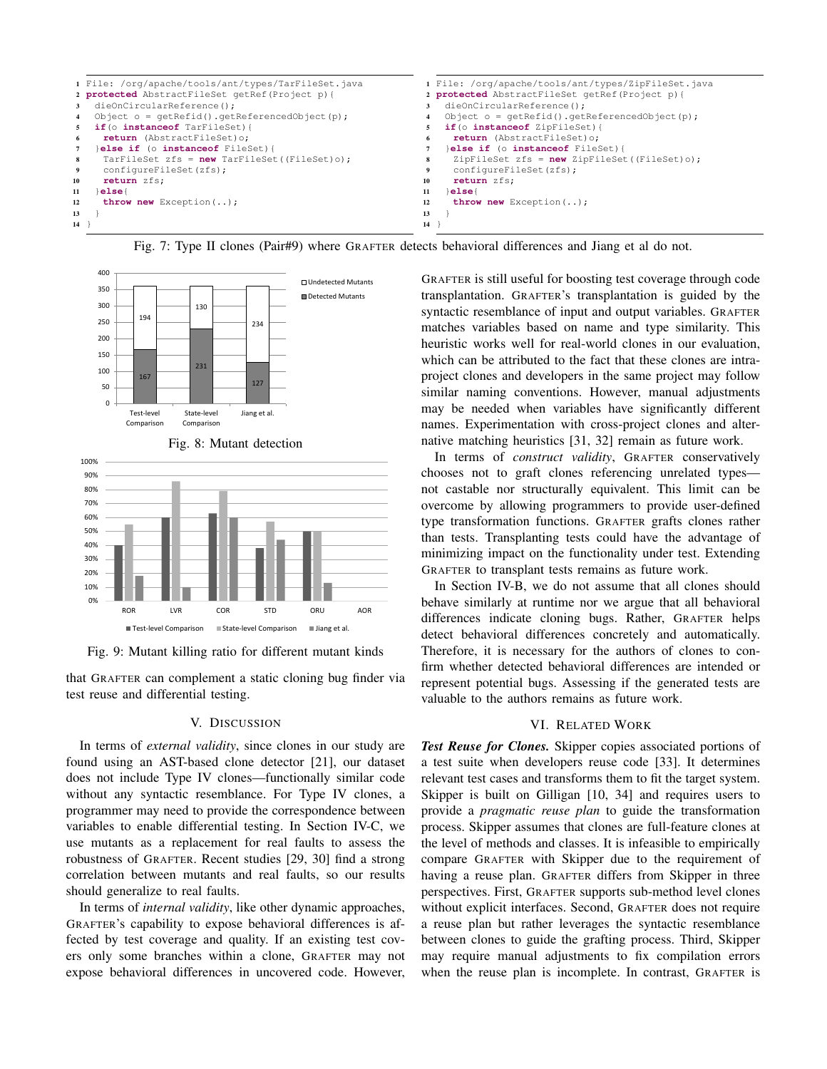```
1  File: /org/apache/tools/ant/types/TarFileSet.java
2  protected AbstractFileSet getRef(Project p){
3    dieOnCircularReference();
4    Object o = getRefid().getReferencedObject(p);
5    if(o instanceof TarFileSet){
6      return (AbstractFileSet)o;
7    }else if (o instanceof FileSet){
8      TarFileSet zfs = new TarFileSet((FileSet)o);
9      configureFileSet(zfs);
10     return zfs;
11   }else{
12     throw new Exception(..);
13   }
14 }
```

```
1  File: /org/apache/tools/ant/types/ZipFileSet.java
2  protected AbstractFileSet getRef(Project p){
3    dieOnCircularReference();
4    Object o = getRefid().getReferencedObject(p);
5    if(o instanceof ZipFileSet){
6      return (AbstractFileSet)o;
7    }else if (o instanceof FileSet){
8      ZipFileSet zfs = new ZipFileSet((FileSet)o);
9      configureFileSet(zfs);
10     return zfs;
11   }else{
12     throw new Exception(..);
13   }
14 }
```

Fig. 7: Type II clones (Pair#9) where GRAFTER detects behavioral differences and Jiang et al do not.

| | Test-level Comparison | State-level Comparison | Jiang et al. |
|---|---|---|---|
| Undetected Mutants | 194 | 130 | 234 |
| Detected Mutants | 167 | 231 | 127 |

Fig. 8: Mutant detection

Fig. 9: Mutant killing ratio for different mutant kinds

that GRAFTER can complement a static cloning bug finder via test reuse and differential testing.

## V. Discussion

In terms of *external validity*, since clones in our study are found using an AST-based clone detector [21], our dataset does not include Type IV clones—functionally similar code without any syntactic resemblance. For Type IV clones, a programmer may need to provide the correspondence between variables to enable differential testing. In Section IV-C, we use mutants as a replacement for real faults to assess the robustness of GRAFTER. Recent studies [29, 30] find a strong correlation between mutants and real faults, so our results should generalize to real faults.

In terms of *internal validity*, like other dynamic approaches, GRAFTER's capability to expose behavioral differences is affected by test coverage and quality. If an existing test covers only some branches within a clone, GRAFTER may not expose behavioral differences in uncovered code. However, GRAFTER is still useful for boosting test coverage through code transplantation. GRAFTER's transplantation is guided by the syntactic resemblance of input and output variables. GRAFTER matches variables based on name and type similarity. This heuristic works well for real-world clones in our evaluation, which can be attributed to the fact that these clones are intra-project clones and developers in the same project may follow similar naming conventions. However, manual adjustments may be needed when variables have significantly different names. Experimentation with cross-project clones and alternative matching heuristics [31, 32] remain as future work.

In terms of *construct validity*, GRAFTER conservatively chooses not to graft clones referencing unrelated types—not castable nor structurally equivalent. This limit can be overcome by allowing programmers to provide user-defined type transformation functions. GRAFTER grafts clones rather than tests. Transplanting tests could have the advantage of minimizing impact on the functionality under test. Extending GRAFTER to transplant tests remains as future work.

In Section IV-B, we do not assume that all clones should behave similarly at runtime nor we argue that all behavioral differences indicate cloning bugs. Rather, GRAFTER helps detect behavioral differences concretely and automatically. Therefore, it is necessary for the authors of clones to confirm whether detected behavioral differences are intended or represent potential bugs. Assessing if the generated tests are valuable to the authors remains as future work.

## VI. Related Work

***Test Reuse for Clones.*** Skipper copies associated portions of a test suite when developers reuse code [33]. It determines relevant test cases and transforms them to fit the target system. Skipper is built on Gilligan [10, 34] and requires users to provide a *pragmatic reuse plan* to guide the transformation process. Skipper assumes that clones are full-feature clones at the level of methods and classes. It is infeasible to empirically compare GRAFTER with Skipper due to the requirement of having a reuse plan. GRAFTER differs from Skipper in three perspectives. First, GRAFTER supports sub-method level clones without explicit interfaces. Second, GRAFTER does not require a reuse plan but rather leverages the syntactic resemblance between clones to guide the grafting process. Third, Skipper may require manual adjustments to fix compilation errors when the reuse plan is incomplete. In contrast, GRAFTER is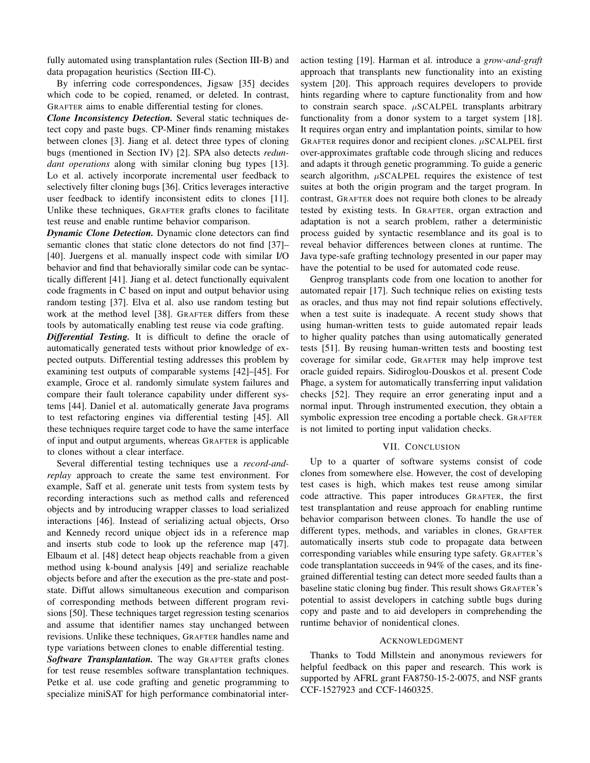fully automated using transplantation rules (Section III-B) and data propagation heuristics (Section III-C).

By inferring code correspondences, Jigsaw [35] decides which code to be copied, renamed, or deleted. In contrast, GRAFTER aims to enable differential testing for clones.

***Clone Inconsistency Detection.*** Several static techniques detect copy and paste bugs. CP-Miner finds renaming mistakes between clones [3]. Jiang et al. detect three types of cloning bugs (mentioned in Section IV) [2]. SPA also detects *redundant operations* along with similar cloning bug types [13]. Lo et al. actively incorporate incremental user feedback to selectively filter cloning bugs [36]. Critics leverages interactive user feedback to identify inconsistent edits to clones [11]. Unlike these techniques, GRAFTER grafts clones to facilitate test reuse and enable runtime behavior comparison.

***Dynamic Clone Detection.*** Dynamic clone detectors can find semantic clones that static clone detectors do not find [37]–[40]. Juergens et al. manually inspect code with similar I/O behavior and find that behaviorally similar code can be syntactically different [41]. Jiang et al. detect functionally equivalent code fragments in C based on input and output behavior using random testing [37]. Elva et al. also use random testing but work at the method level [38]. GRAFTER differs from these tools by automatically enabling test reuse via code grafting.

***Differential Testing.*** It is difficult to define the oracle of automatically generated tests without prior knowledge of expected outputs. Differential testing addresses this problem by examining test outputs of comparable systems [42]–[45]. For example, Groce et al. randomly simulate system failures and compare their fault tolerance capability under different systems [44]. Daniel et al. automatically generate Java programs to test refactoring engines via differential testing [45]. All these techniques require target code to have the same interface of input and output arguments, whereas GRAFTER is applicable to clones without a clear interface.

Several differential testing techniques use a *record-and-replay* approach to create the same test environment. For example, Saff et al. generate unit tests from system tests by recording interactions such as method calls and referenced objects and by introducing wrapper classes to load serialized interactions [46]. Instead of serializing actual objects, Orso and Kennedy record unique object ids in a reference map and inserts stub code to look up the reference map [47]. Elbaum et al. [48] detect heap objects reachable from a given method using k-bound analysis [49] and serialize reachable objects before and after the execution as the pre-state and post-state. Diffut allows simultaneous execution and comparison of corresponding methods between different program revisions [50]. These techniques target regression testing scenarios and assume that identifier names stay unchanged between revisions. Unlike these techniques, GRAFTER handles name and type variations between clones to enable differential testing.

***Software Transplantation.*** The way GRAFTER grafts clones for test reuse resembles software transplantation techniques. Petke et al. use code grafting and genetic programming to specialize miniSAT for high performance combinatorial interaction testing [19]. Harman et al. introduce a *grow-and-graft* approach that transplants new functionality into an existing system [20]. This approach requires developers to provide hints regarding where to capture functionality from and how to constrain search space. $\mu$SCALPEL transplants arbitrary functionality from a donor system to a target system [18]. It requires organ entry and implantation points, similar to how GRAFTER requires donor and recipient clones. $\mu$SCALPEL first over-approximates graftable code through slicing and reduces and adapts it through genetic programming. To guide a generic search algorithm, $\mu$SCALPEL requires the existence of test suites at both the origin program and the target program. In contrast, GRAFTER does not require both clones to be already tested by existing tests. In GRAFTER, organ extraction and adaptation is not a search problem, rather a deterministic process guided by syntactic resemblance and its goal is to reveal behavior differences between clones at runtime. The Java type-safe grafting technology presented in our paper may have the potential to be used for automated code reuse.

Genprog transplants code from one location to another for automated repair [17]. Such technique relies on existing tests as oracles, and thus may not find repair solutions effectively, when a test suite is inadequate. A recent study shows that using human-written tests to guide automated repair leads to higher quality patches than using automatically generated tests [51]. By reusing human-written tests and boosting test coverage for similar code, GRAFTER may help improve test oracle guided repairs. Sidiroglou-Douskos et al. present Code Phage, a system for automatically transferring input validation checks [52]. They require an error generating input and a normal input. Through instrumented execution, they obtain a symbolic expression tree encoding a portable check. GRAFTER is not limited to porting input validation checks.

## VII. Conclusion

Up to a quarter of software systems consist of code clones from somewhere else. However, the cost of developing test cases is high, which makes test reuse among similar code attractive. This paper introduces GRAFTER, the first test transplantation and reuse approach for enabling runtime behavior comparison between clones. To handle the use of different types, methods, and variables in clones, GRAFTER automatically inserts stub code to propagate data between corresponding variables while ensuring type safety. GRAFTER's code transplantation succeeds in 94% of the cases, and its fine-grained differential testing can detect more seeded faults than a baseline static cloning bug finder. This result shows GRAFTER's potential to assist developers in catching subtle bugs during copy and paste and to aid developers in comprehending the runtime behavior of nonidentical clones.

## Acknowledgment

Thanks to Todd Millstein and anonymous reviewers for helpful feedback on this paper and research. This work is supported by AFRL grant FA8750-15-2-0075, and NSF grants CCF-1527923 and CCF-1460325.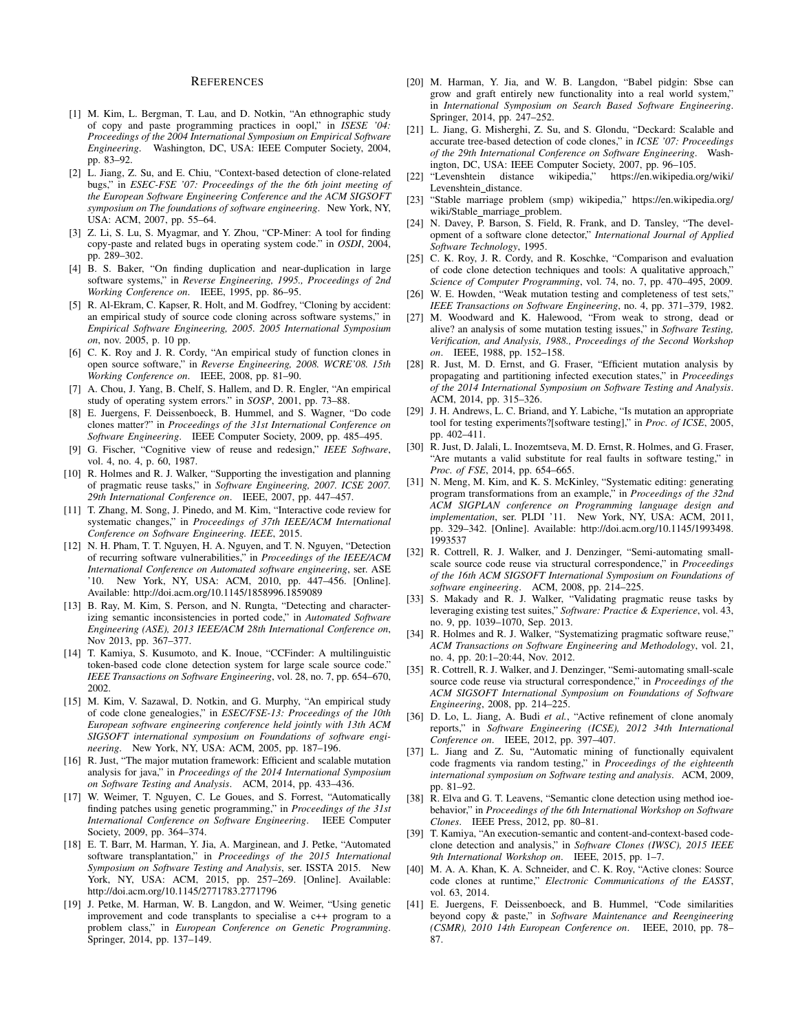# References

[1] M. Kim, L. Bergman, T. Lau, and D. Notkin, "An ethnographic study of copy and paste programming practices in oopl," in *ISESE '04: Proceedings of the 2004 International Symposium on Empirical Software Engineering*. Washington, DC, USA: IEEE Computer Society, 2004, pp. 83–92.

[2] L. Jiang, Z. Su, and E. Chiu, "Context-based detection of clone-related bugs," in *ESEC-FSE '07: Proceedings of the the 6th joint meeting of the European Software Engineering Conference and the ACM SIGSOFT symposium on The foundations of software engineering*. New York, NY, USA: ACM, 2007, pp. 55–64.

[3] Z. Li, S. Lu, S. Myagmar, and Y. Zhou, "CP-Miner: A tool for finding copy-paste and related bugs in operating system code." in *OSDI*, 2004, pp. 289–302.

[4] B. S. Baker, "On finding duplication and near-duplication in large software systems," in *Reverse Engineering, 1995., Proceedings of 2nd Working Conference on*. IEEE, 1995, pp. 86–95.

[5] R. Al-Ekram, C. Kapser, R. Holt, and M. Godfrey, "Cloning by accident: an empirical study of source code cloning across software systems," in *Empirical Software Engineering, 2005. 2005 International Symposium on*, nov. 2005, p. 10 pp.

[6] C. K. Roy and J. R. Cordy, "An empirical study of function clones in open source software," in *Reverse Engineering, 2008. WCRE'08. 15th Working Conference on*. IEEE, 2008, pp. 81–90.

[7] A. Chou, J. Yang, B. Chelf, S. Hallem, and D. R. Engler, "An empirical study of operating system errors." in *SOSP*, 2001, pp. 73–88.

[8] E. Juergens, F. Deissenboeck, B. Hummel, and S. Wagner, "Do code clones matter?" in *Proceedings of the 31st International Conference on Software Engineering*. IEEE Computer Society, 2009, pp. 485–495.

[9] G. Fischer, "Cognitive view of reuse and redesign," *IEEE Software*, vol. 4, no. 4, p. 60, 1987.

[10] R. Holmes and R. J. Walker, "Supporting the investigation and planning of pragmatic reuse tasks," in *Software Engineering, 2007. ICSE 2007. 29th International Conference on*. IEEE, 2007, pp. 447–457.

[11] T. Zhang, M. Song, J. Pinedo, and M. Kim, "Interactive code review for systematic changes," in *Proceedings of 37th IEEE/ACM International Conference on Software Engineering. IEEE*, 2015.

[12] N. H. Pham, T. T. Nguyen, H. A. Nguyen, and T. N. Nguyen, "Detection of recurring software vulnerabilities," in *Proceedings of the IEEE/ACM International Conference on Automated software engineering*, ser. ASE '10. New York, NY, USA: ACM, 2010, pp. 447–456. [Online]. Available: http://doi.acm.org/10.1145/1858996.1859089

[13] B. Ray, M. Kim, S. Person, and N. Rungta, "Detecting and characterizing semantic inconsistencies in ported code," in *Automated Software Engineering (ASE), 2013 IEEE/ACM 28th International Conference on*, Nov 2013, pp. 367–377.

[14] T. Kamiya, S. Kusumoto, and K. Inoue, "CCFinder: A multilinguistic token-based code clone detection system for large scale source code." *IEEE Transactions on Software Engineering*, vol. 28, no. 7, pp. 654–670, 2002.

[15] M. Kim, V. Sazawal, D. Notkin, and G. Murphy, "An empirical study of code clone genealogies," in *ESEC/FSE-13: Proceedings of the 10th European software engineering conference held jointly with 13th ACM SIGSOFT international symposium on Foundations of software engineering*. New York, NY, USA: ACM, 2005, pp. 187–196.

[16] R. Just, "The major mutation framework: Efficient and scalable mutation analysis for java," in *Proceedings of the 2014 International Symposium on Software Testing and Analysis*. ACM, 2014, pp. 433–436.

[17] W. Weimer, T. Nguyen, C. Le Goues, and S. Forrest, "Automatically finding patches using genetic programming," in *Proceedings of the 31st International Conference on Software Engineering*. IEEE Computer Society, 2009, pp. 364–374.

[18] E. T. Barr, M. Harman, Y. Jia, A. Marginean, and J. Petke, "Automated software transplantation," in *Proceedings of the 2015 International Symposium on Software Testing and Analysis*, ser. ISSTA 2015. New York, NY, USA: ACM, 2015, pp. 257–269. [Online]. Available: http://doi.acm.org/10.1145/2771783.2771796

[19] J. Petke, M. Harman, W. B. Langdon, and W. Weimer, "Using genetic improvement and code transplants to specialise a c++ program to a problem class," in *European Conference on Genetic Programming*. Springer, 2014, pp. 137–149.

[20] M. Harman, Y. Jia, and W. B. Langdon, "Babel pidgin: Sbse can grow and graft entirely new functionality into a real world system," in *International Symposium on Search Based Software Engineering*. Springer, 2014, pp. 247–252.

[21] L. Jiang, G. Misherghi, Z. Su, and S. Glondu, "Deckard: Scalable and accurate tree-based detection of code clones," in *ICSE '07: Proceedings of the 29th International Conference on Software Engineering*. Washington, DC, USA: IEEE Computer Society, 2007, pp. 96–105.

[22] "Levenshtein distance wikipedia," https://en.wikipedia.org/wiki/Levenshtein_distance.

[23] "Stable marriage problem (smp) wikipedia," https://en.wikipedia.org/wiki/Stable_marriage_problem.

[24] N. Davey, P. Barson, S. Field, R. Frank, and D. Tansley, "The development of a software clone detector," *International Journal of Applied Software Technology*, 1995.

[25] C. K. Roy, J. R. Cordy, and R. Koschke, "Comparison and evaluation of code clone detection techniques and tools: A qualitative approach," *Science of Computer Programming*, vol. 74, no. 7, pp. 470–495, 2009.

[26] W. E. Howden, "Weak mutation testing and completeness of test sets," *IEEE Transactions on Software Engineering*, no. 4, pp. 371–379, 1982.

[27] M. Woodward and K. Halewood, "From weak to strong, dead or alive? an analysis of some mutation testing issues," in *Software Testing, Verification, and Analysis, 1988., Proceedings of the Second Workshop on*. IEEE, 1988, pp. 152–158.

[28] R. Just, M. D. Ernst, and G. Fraser, "Efficient mutation analysis by propagating and partitioning infected execution states," in *Proceedings of the 2014 International Symposium on Software Testing and Analysis*. ACM, 2014, pp. 315–326.

[29] J. H. Andrews, L. C. Briand, and Y. Labiche, "Is mutation an appropriate tool for testing experiments?[software testing]," in *Proc. of ICSE*, 2005, pp. 402–411.

[30] R. Just, D. Jalali, L. Inozemtseva, M. D. Ernst, R. Holmes, and G. Fraser, "Are mutants a valid substitute for real faults in software testing," in *Proc. of FSE*, 2014, pp. 654–665.

[31] N. Meng, M. Kim, and K. S. McKinley, "Systematic editing: generating program transformations from an example," in *Proceedings of the 32nd ACM SIGPLAN conference on Programming language design and implementation*, ser. PLDI '11. New York, NY, USA: ACM, 2011, pp. 329–342. [Online]. Available: http://doi.acm.org/10.1145/1993498.1993537

[32] R. Cottrell, R. J. Walker, and J. Denzinger, "Semi-automating small-scale source code reuse via structural correspondence," in *Proceedings of the 16th ACM SIGSOFT International Symposium on Foundations of software engineering*. ACM, 2008, pp. 214–225.

[33] S. Makady and R. J. Walker, "Validating pragmatic reuse tasks by leveraging existing test suites," *Software: Practice & Experience*, vol. 43, no. 9, pp. 1039–1070, Sep. 2013.

[34] R. Holmes and R. J. Walker, "Systematizing pragmatic software reuse," *ACM Transactions on Software Engineering and Methodology*, vol. 21, no. 4, pp. 20:1–20:44, Nov. 2012.

[35] R. Cottrell, R. J. Walker, and J. Denzinger, "Semi-automating small-scale source code reuse via structural correspondence," in *Proceedings of the ACM SIGSOFT International Symposium on Foundations of Software Engineering*, 2008, pp. 214–225.

[36] D. Lo, L. Jiang, A. Budi *et al.*, "Active refinement of clone anomaly reports," in *Software Engineering (ICSE), 2012 34th International Conference on*. IEEE, 2012, pp. 397–407.

[37] L. Jiang and Z. Su, "Automatic mining of functionally equivalent code fragments via random testing," in *Proceedings of the eighteenth international symposium on Software testing and analysis*. ACM, 2009, pp. 81–92.

[38] R. Elva and G. T. Leavens, "Semantic clone detection using method ioe-behavior," in *Proceedings of the 6th International Workshop on Software Clones*. IEEE Press, 2012, pp. 80–81.

[39] T. Kamiya, "An execution-semantic and content-and-context-based code-clone detection and analysis," in *Software Clones (IWSC), 2015 IEEE 9th International Workshop on*. IEEE, 2015, pp. 1–7.

[40] M. A. A. Khan, K. A. Schneider, and C. K. Roy, "Active clones: Source code clones at runtime," *Electronic Communications of the EASST*, vol. 63, 2014.

[41] E. Juergens, F. Deissenboeck, and B. Hummel, "Code similarities beyond copy & paste," in *Software Maintenance and Reengineering (CSMR), 2010 14th European Conference on*. IEEE, 2010, pp. 78–87.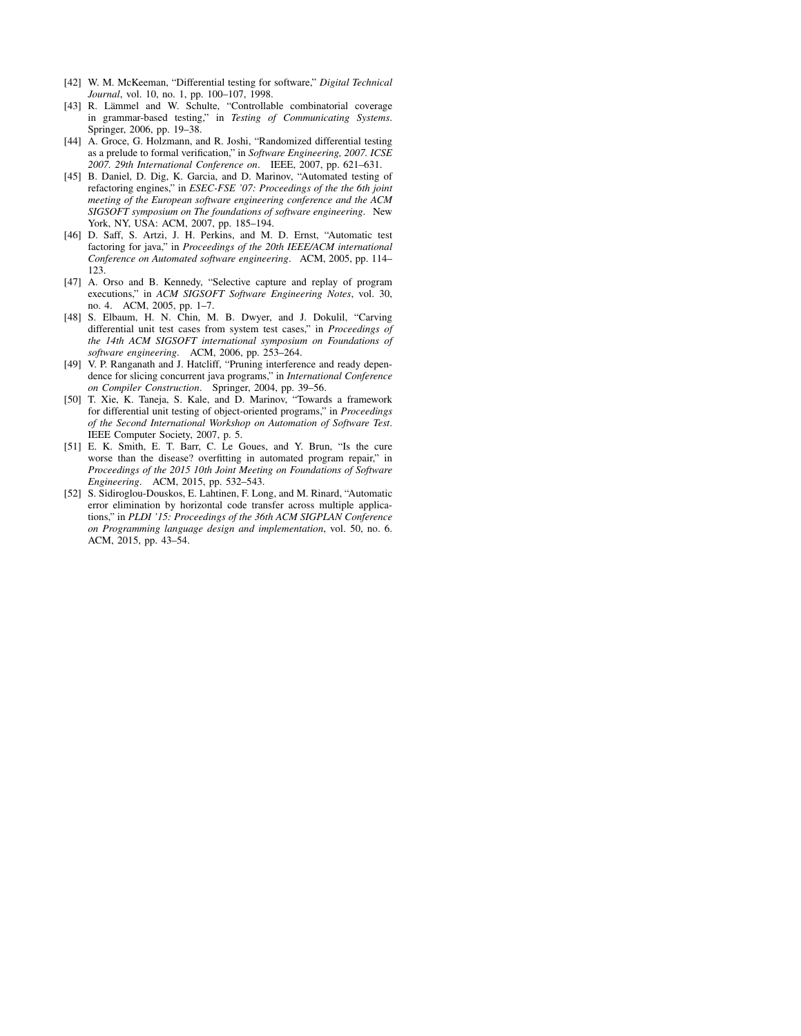[42] W. M. McKeeman, “Differential testing for software,” *Digital Technical Journal*, vol. 10, no. 1, pp. 100–107, 1998.

[43] R. Lämmel and W. Schulte, “Controllable combinatorial coverage in grammar-based testing,” in *Testing of Communicating Systems*. Springer, 2006, pp. 19–38.

[44] A. Groce, G. Holzmann, and R. Joshi, “Randomized differential testing as a prelude to formal verification,” in *Software Engineering, 2007. ICSE 2007. 29th International Conference on*. IEEE, 2007, pp. 621–631.

[45] B. Daniel, D. Dig, K. Garcia, and D. Marinov, “Automated testing of refactoring engines,” in *ESEC-FSE '07: Proceedings of the the 6th joint meeting of the European software engineering conference and the ACM SIGSOFT symposium on The foundations of software engineering*. New York, NY, USA: ACM, 2007, pp. 185–194.

[46] D. Saff, S. Artzi, J. H. Perkins, and M. D. Ernst, “Automatic test factoring for java,” in *Proceedings of the 20th IEEE/ACM international Conference on Automated software engineering*. ACM, 2005, pp. 114–123.

[47] A. Orso and B. Kennedy, “Selective capture and replay of program executions,” in *ACM SIGSOFT Software Engineering Notes*, vol. 30, no. 4. ACM, 2005, pp. 1–7.

[48] S. Elbaum, H. N. Chin, M. B. Dwyer, and J. Dokulil, “Carving differential unit test cases from system test cases,” in *Proceedings of the 14th ACM SIGSOFT international symposium on Foundations of software engineering*. ACM, 2006, pp. 253–264.

[49] V. P. Ranganath and J. Hatcliff, “Pruning interference and ready dependence for slicing concurrent java programs,” in *International Conference on Compiler Construction*. Springer, 2004, pp. 39–56.

[50] T. Xie, K. Taneja, S. Kale, and D. Marinov, “Towards a framework for differential unit testing of object-oriented programs,” in *Proceedings of the Second International Workshop on Automation of Software Test*. IEEE Computer Society, 2007, p. 5.

[51] E. K. Smith, E. T. Barr, C. Le Goues, and Y. Brun, “Is the cure worse than the disease? overfitting in automated program repair,” in *Proceedings of the 2015 10th Joint Meeting on Foundations of Software Engineering*. ACM, 2015, pp. 532–543.

[52] S. Sidiroglou-Douskos, E. Lahtinen, F. Long, and M. Rinard, “Automatic error elimination by horizontal code transfer across multiple applications,” in *PLDI '15: Proceedings of the 36th ACM SIGPLAN Conference on Programming language design and implementation*, vol. 50, no. 6. ACM, 2015, pp. 43–54.